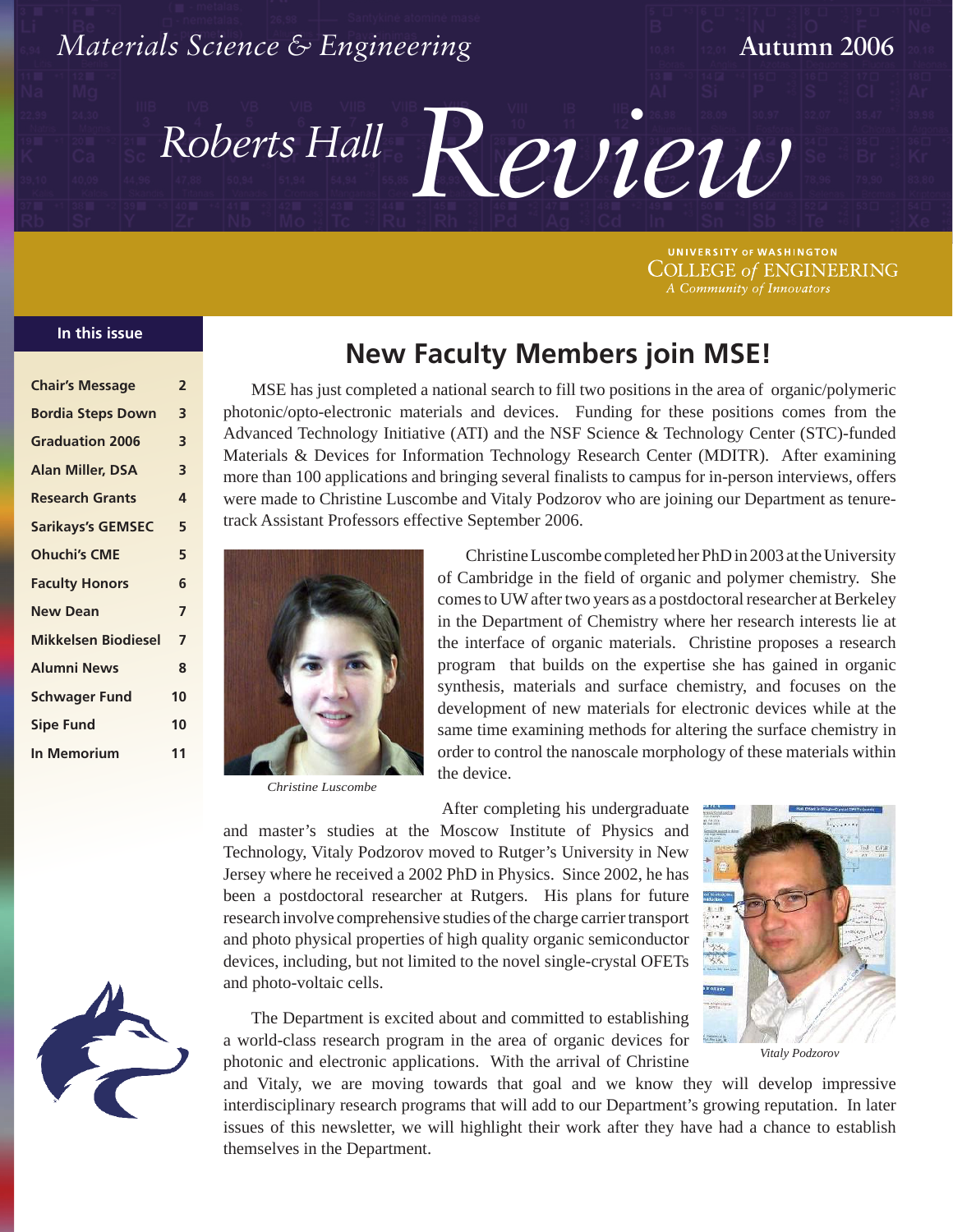# Materials Science & Engineering

**Autumn 2006**

# Roberts Hall *Review*

UNIVERSITY of WASHINGTON
COLLEGE *of* ENGINEERING
*A Community of Innovators*

**In this issue**

| | |
|---|---|
| **Chair's Message** | **2** |
| **Bordia Steps Down** | **3** |
| **Graduation 2006** | **3** |
| **Alan Miller, DSA** | **3** |
| **Research Grants** | **4** |
| **Sarikays's GEMSEC** | **5** |
| **Ohuchi's CME** | **5** |
| **Faculty Honors** | **6** |
| **New Dean** | **7** |
| **Mikkelsen Biodiesel** | **7** |
| **Alumni News** | **8** |
| **Schwager Fund** | **10** |
| **Sipe Fund** | **10** |
| **In Memorium** | **11** |

## New Faculty Members join MSE!

MSE has just completed a national search to fill two positions in the area of organic/polymeric photonic/opto-electronic materials and devices. Funding for these positions comes from the Advanced Technology Initiative (ATI) and the NSF Science & Technology Center (STC)-funded Materials & Devices for Information Technology Research Center (MDITR). After examining more than 100 applications and bringing several finalists to campus for in-person interviews, offers were made to Christine Luscombe and Vitaly Podzorov who are joining our Department as tenure-track Assistant Professors effective September 2006.

*Christine Luscombe*

Christine Luscombe completed her PhD in 2003 at the University of Cambridge in the field of organic and polymer chemistry. She comes to UW after two years as a postdoctoral researcher at Berkeley in the Department of Chemistry where her research interests lie at the interface of organic materials. Christine proposes a research program that builds on the expertise she has gained in organic synthesis, materials and surface chemistry, and focuses on the development of new materials for electronic devices while at the same time examining methods for altering the surface chemistry in order to control the nanoscale morphology of these materials within the device.

After completing his undergraduate and master's studies at the Moscow Institute of Physics and Technology, Vitaly Podzorov moved to Rutger's University in New Jersey where he received a 2002 PhD in Physics. Since 2002, he has been a postdoctoral researcher at Rutgers. His plans for future research involve comprehensive studies of the charge carrier transport and photo physical properties of high quality organic semiconductor devices, including, but not limited to the novel single-crystal OFETs and photo-voltaic cells.

*Vitaly Podzorov*

The Department is excited about and committed to establishing a world-class research program in the area of organic devices for photonic and electronic applications. With the arrival of Christine and Vitaly, we are moving towards that goal and we know they will develop impressive interdisciplinary research programs that will add to our Department's growing reputation. In later issues of this newsletter, we will highlight their work after they have had a chance to establish themselves in the Department.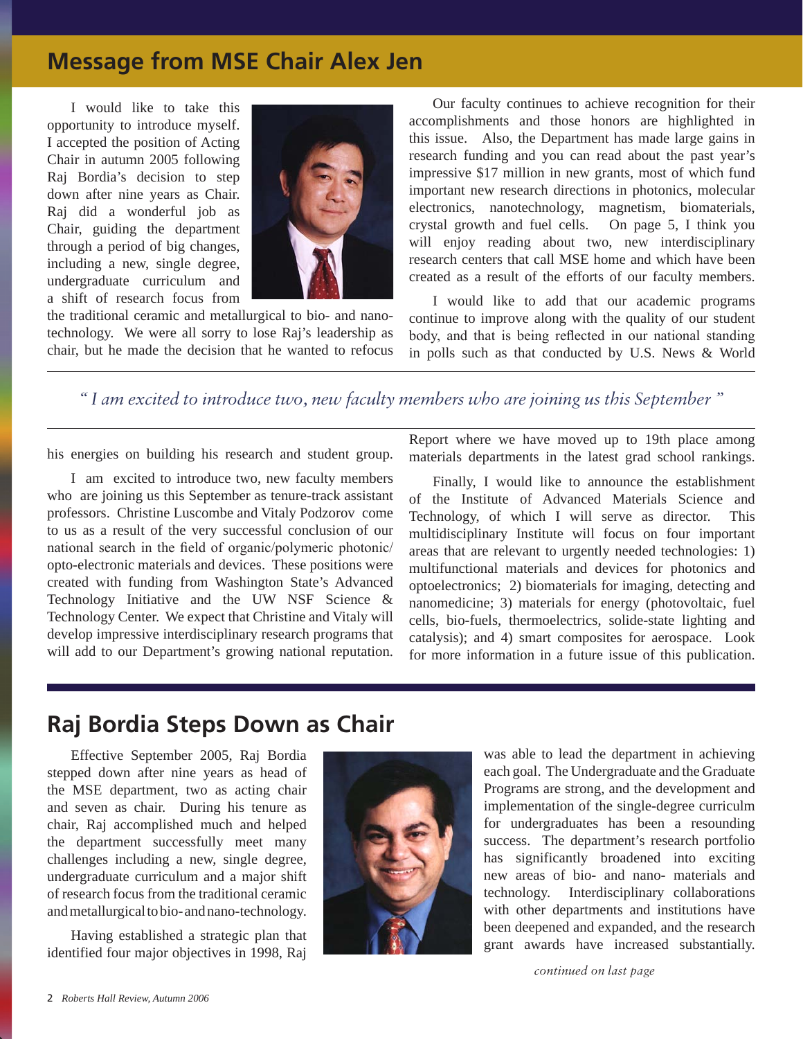## Message from MSE Chair Alex Jen

I would like to take this opportunity to introduce myself. I accepted the position of Acting Chair in autumn 2005 following Raj Bordia's decision to step down after nine years as Chair. Raj did a wonderful job as Chair, guiding the department through a period of big changes, including a new, single degree, undergraduate curriculum and a shift of research focus from the traditional ceramic and metallurgical to bio- and nano-technology. We were all sorry to lose Raj's leadership as chair, but he made the decision that he wanted to refocus his energies on building his research and student group.

I am excited to introduce two, new faculty members who are joining us this September as tenure-track assistant professors. Christine Luscombe and Vitaly Podzorov come to us as a result of the very successful conclusion of our national search in the field of organic/polymeric photonic/opto-electronic materials and devices. These positions were created with funding from Washington State's Advanced Technology Initiative and the UW NSF Science & Technology Center. We expect that Christine and Vitaly will develop impressive interdisciplinary research programs that will add to our Department's growing national reputation.

Our faculty continues to achieve recognition for their accomplishments and those honors are highlighted in this issue. Also, the Department has made large gains in research funding and you can read about the past year's impressive $17 million in new grants, most of which fund important new research directions in photonics, molecular electronics, nanotechnology, magnetism, biomaterials, crystal growth and fuel cells. On page 5, I think you will enjoy reading about two, new interdisciplinary research centers that call MSE home and which have been created as a result of the efforts of our faculty members.

I would like to add that our academic programs continue to improve along with the quality of our student body, and that is being reflected in our national standing in polls such as that conducted by U.S. News & World Report where we have moved up to 19th place among materials departments in the latest grad school rankings.

*" I am excited to introduce two, new faculty members who are joining us this September "*

Finally, I would like to announce the establishment of the Institute of Advanced Materials Science and Technology, of which I will serve as director. This multidisciplinary Institute will focus on four important areas that are relevant to urgently needed technologies: 1) multifunctional materials and devices for photonics and optoelectronics; 2) biomaterials for imaging, detecting and nanomedicine; 3) materials for energy (photovoltaic, fuel cells, bio-fuels, thermoelectrics, solide-state lighting and catalysis); and 4) smart composites for aerospace. Look for more information in a future issue of this publication.

## Raj Bordia Steps Down as Chair

Effective September 2005, Raj Bordia stepped down after nine years as head of the MSE department, two as acting chair and seven as chair. During his tenure as chair, Raj accomplished much and helped the department successfully meet many challenges including a new, single degree, undergraduate curriculum and a major shift of research focus from the traditional ceramic and metallurgical to bio- and nano-technology.

Having established a strategic plan that identified four major objectives in 1998, Raj was able to lead the department in achieving each goal. The Undergraduate and the Graduate Programs are strong, and the development and implementation of the single-degree curriculm for undergraduates has been a resounding success. The department's research portfolio has significantly broadened into exciting new areas of bio- and nano- materials and technology. Interdisciplinary collaborations with other departments and institutions have been deepened and expanded, and the research grant awards have increased substantially.

*continued on last page*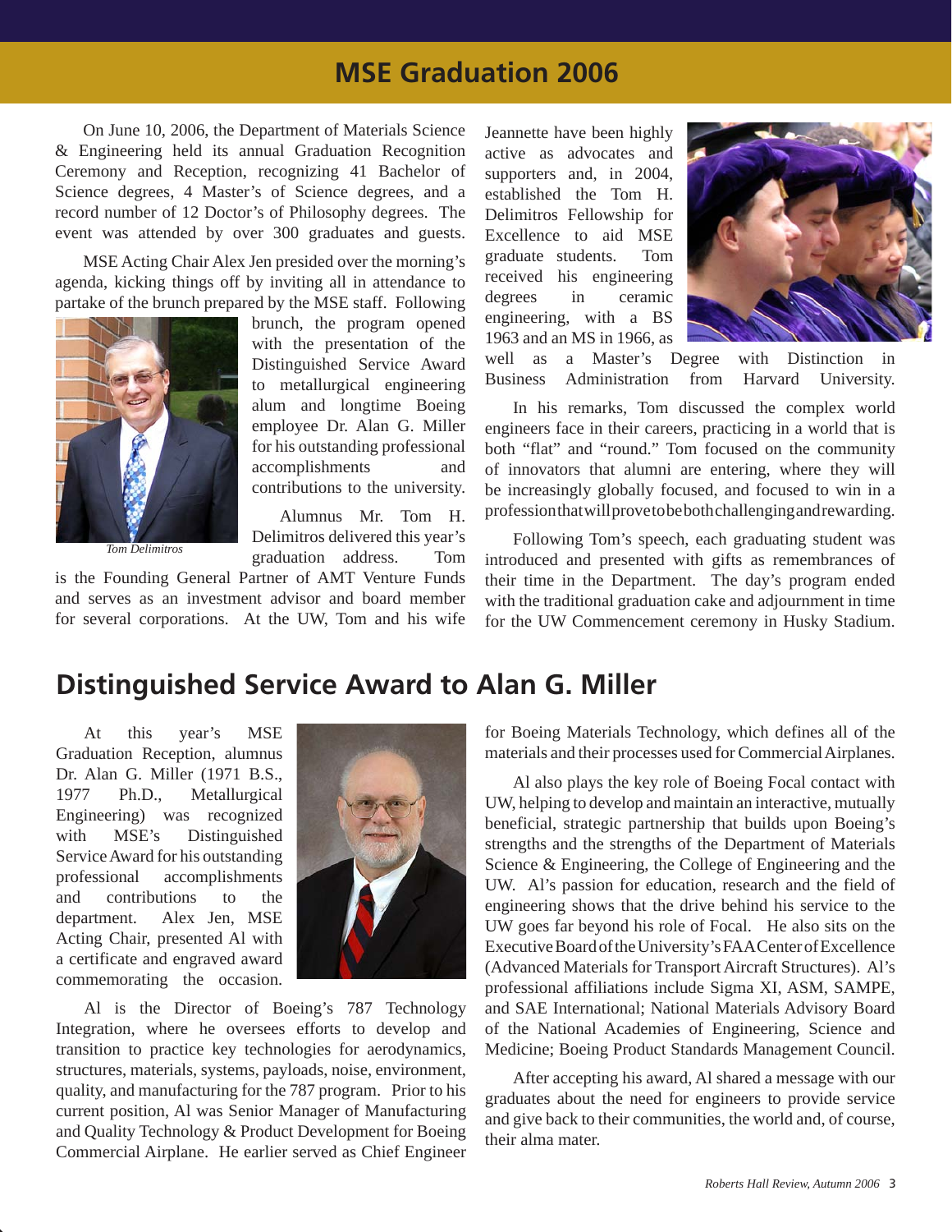# MSE Graduation 2006

On June 10, 2006, the Department of Materials Science & Engineering held its annual Graduation Recognition Ceremony and Reception, recognizing 41 Bachelor of Science degrees, 4 Master's of Science degrees, and a record number of 12 Doctor's of Philosophy degrees. The event was attended by over 300 graduates and guests.

MSE Acting Chair Alex Jen presided over the morning's agenda, kicking things off by inviting all in attendance to partake of the brunch prepared by the MSE staff. Following brunch, the program opened with the presentation of the Distinguished Service Award to metallurgical engineering alum and longtime Boeing employee Dr. Alan G. Miller for his outstanding professional accomplishments and contributions to the university.

*Tom Delimitros*

Alumnus Mr. Tom H. Delimitros delivered this year's graduation address. Tom is the Founding General Partner of AMT Venture Funds and serves as an investment advisor and board member for several corporations. At the UW, Tom and his wife Jeannette have been highly active as advocates and supporters and, in 2004, established the Tom H. Delimitros Fellowship for Excellence to aid MSE graduate students. Tom received his engineering degrees in ceramic engineering, with a BS 1963 and an MS in 1966, as well as a Master's Degree with Distinction in Business Administration from Harvard University.

In his remarks, Tom discussed the complex world engineers face in their careers, practicing in a world that is both "flat" and "round." Tom focused on the community of innovators that alumni are entering, where they will be increasingly globally focused, and focused to win in a profession that will prove to be both challenging and rewarding.

Following Tom's speech, each graduating student was introduced and presented with gifts as remembrances of their time in the Department. The day's program ended with the traditional graduation cake and adjournment in time for the UW Commencement ceremony in Husky Stadium.

# Distinguished Service Award to Alan G. Miller

At this year's MSE Graduation Reception, alumnus Dr. Alan G. Miller (1971 B.S., 1977 Ph.D., Metallurgical Engineering) was recognized with MSE's Distinguished Service Award for his outstanding professional accomplishments and contributions to the department. Alex Jen, MSE Acting Chair, presented Al with a certificate and engraved award commemorating the occasion.

Al is the Director of Boeing's 787 Technology Integration, where he oversees efforts to develop and transition to practice key technologies for aerodynamics, structures, materials, systems, payloads, noise, environment, quality, and manufacturing for the 787 program. Prior to his current position, Al was Senior Manager of Manufacturing and Quality Technology & Product Development for Boeing Commercial Airplane. He earlier served as Chief Engineer for Boeing Materials Technology, which defines all of the materials and their processes used for Commercial Airplanes.

Al also plays the key role of Boeing Focal contact with UW, helping to develop and maintain an interactive, mutually beneficial, strategic partnership that builds upon Boeing's strengths and the strengths of the Department of Materials Science & Engineering, the College of Engineering and the UW. Al's passion for education, research and the field of engineering shows that the drive behind his service to the UW goes far beyond his role of Focal. He also sits on the Executive Board of the University's FAA Center of Excellence (Advanced Materials for Transport Aircraft Structures). Al's professional affiliations include Sigma XI, ASM, SAMPE, and SAE International; National Materials Advisory Board of the National Academies of Engineering, Science and Medicine; Boeing Product Standards Management Council.

After accepting his award, Al shared a message with our graduates about the need for engineers to provide service and give back to their communities, the world and, of course, their alma mater.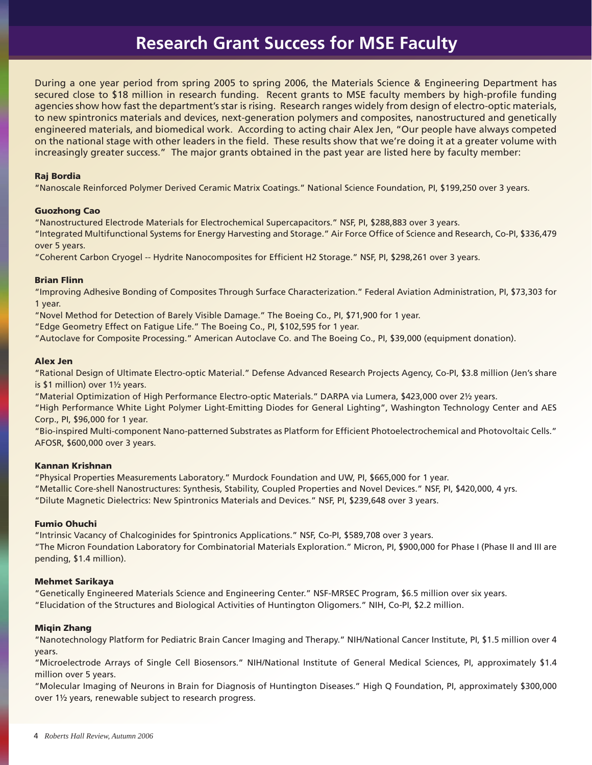# Research Grant Success for MSE Faculty

During a one year period from spring 2005 to spring 2006, the Materials Science & Engineering Department has secured close to $18 million in research funding. Recent grants to MSE faculty members by high-profile funding agencies show how fast the department's star is rising. Research ranges widely from design of electro-optic materials, to new spintronics materials and devices, next-generation polymers and composites, nanostructured and genetically engineered materials, and biomedical work. According to acting chair Alex Jen, "Our people have always competed on the national stage with other leaders in the field. These results show that we're doing it at a greater volume with increasingly greater success." The major grants obtained in the past year are listed here by faculty member:

### Raj Bordia

"Nanoscale Reinforced Polymer Derived Ceramic Matrix Coatings." National Science Foundation, PI, $199,250 over 3 years.

### Guozhong Cao

"Nanostructured Electrode Materials for Electrochemical Supercapacitors." NSF, PI, $288,883 over 3 years.

"Integrated Multifunctional Systems for Energy Harvesting and Storage." Air Force Office of Science and Research, Co-PI, $336,479 over 5 years.

"Coherent Carbon Cryogel -- Hydrite Nanocomposites for Efficient H2 Storage." NSF, PI, $298,261 over 3 years.

### Brian Flinn

"Improving Adhesive Bonding of Composites Through Surface Characterization." Federal Aviation Administration, PI, $73,303 for 1 year.

"Novel Method for Detection of Barely Visible Damage." The Boeing Co., PI, $71,900 for 1 year.

"Edge Geometry Effect on Fatigue Life." The Boeing Co., PI, $102,595 for 1 year.

"Autoclave for Composite Processing." American Autoclave Co. and The Boeing Co., PI, $39,000 (equipment donation).

### Alex Jen

"Rational Design of Ultimate Electro-optic Material." Defense Advanced Research Projects Agency, Co-PI, $3.8 million (Jen's share is $1 million) over 1½ years.

"Material Optimization of High Performance Electro-optic Materials." DARPA via Lumera, $423,000 over 2½ years.

"High Performance White Light Polymer Light-Emitting Diodes for General Lighting", Washington Technology Center and AES Corp., PI, $96,000 for 1 year.

"Bio-inspired Multi-component Nano-patterned Substrates as Platform for Efficient Photoelectrochemical and Photovoltaic Cells." AFOSR, $600,000 over 3 years.

### Kannan Krishnan

"Physical Properties Measurements Laboratory." Murdock Foundation and UW, PI, $665,000 for 1 year.

"Metallic Core-shell Nanostructures: Synthesis, Stability, Coupled Properties and Novel Devices." NSF, PI, $420,000, 4 yrs.

"Dilute Magnetic Dielectrics: New Spintronics Materials and Devices." NSF, PI, $239,648 over 3 years.

### Fumio Ohuchi

"Intrinsic Vacancy of Chalcoginides for Spintronics Applications." NSF, Co-PI, $589,708 over 3 years.

"The Micron Foundation Laboratory for Combinatorial Materials Exploration." Micron, PI, $900,000 for Phase I (Phase II and III are pending, $1.4 million).

### Mehmet Sarikaya

"Genetically Engineered Materials Science and Engineering Center." NSF-MRSEC Program, $6.5 million over six years.

"Elucidation of the Structures and Biological Activities of Huntington Oligomers." NIH, Co-PI, $2.2 million.

### Miqin Zhang

"Nanotechnology Platform for Pediatric Brain Cancer Imaging and Therapy." NIH/National Cancer Institute, PI, $1.5 million over 4 years.

"Microelectrode Arrays of Single Cell Biosensors." NIH/National Institute of General Medical Sciences, PI, approximately $1.4 million over 5 years.

"Molecular Imaging of Neurons in Brain for Diagnosis of Huntington Diseases." High Q Foundation, PI, approximately $300,000 over 1½ years, renewable subject to research progress.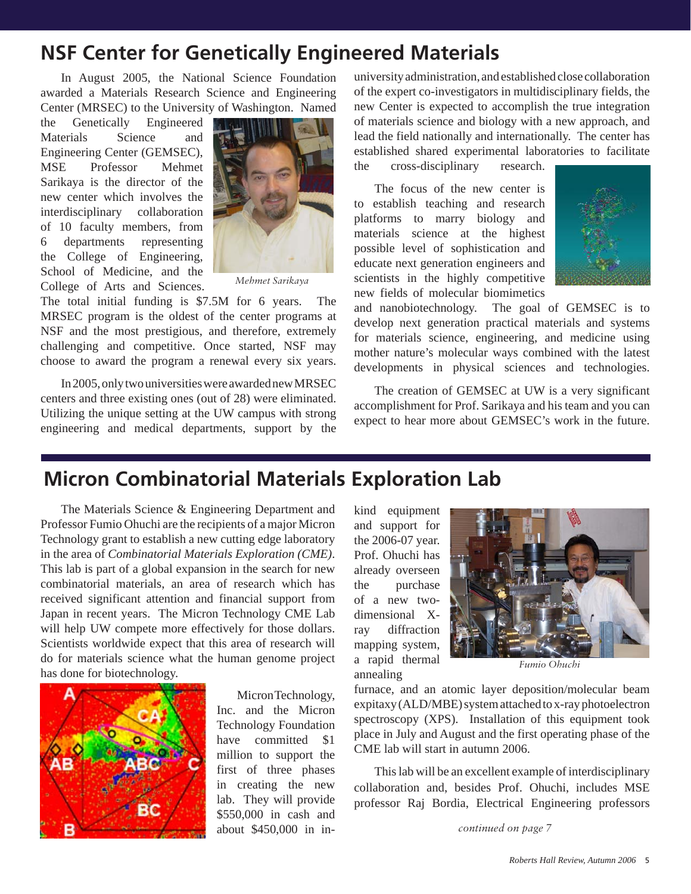## NSF Center for Genetically Engineered Materials

In August 2005, the National Science Foundation awarded a Materials Research Science and Engineering Center (MRSEC) to the University of Washington. Named the Genetically Engineered Materials Science and Engineering Center (GEMSEC), MSE Professor Mehmet Sarikaya is the director of the new center which involves the interdisciplinary collaboration of 10 faculty members, from 6 departments representing the College of Engineering, School of Medicine, and the College of Arts and Sciences. The total initial funding is $7.5M for 6 years. The MRSEC program is the oldest of the center programs at NSF and the most prestigious, and therefore, extremely challenging and competitive. Once started, NSF may choose to award the program a renewal every six years.

*Mehmet Sarikaya*

In 2005, only two universities were awarded new MRSEC centers and three existing ones (out of 28) were eliminated. Utilizing the unique setting at the UW campus with strong engineering and medical departments, support by the university administration, and established close collaboration of the expert co-investigators in multidisciplinary fields, the new Center is expected to accomplish the true integration of materials science and biology with a new approach, and lead the field nationally and internationally. The center has established shared experimental laboratories to facilitate the cross-disciplinary research.

The focus of the new center is to establish teaching and research platforms to marry biology and materials science at the highest possible level of sophistication and educate next generation engineers and scientists in the highly competitive new fields of molecular biomimetics and nanobiotechnology. The goal of GEMSEC is to develop next generation practical materials and systems for materials science, engineering, and medicine using mother nature's molecular ways combined with the latest developments in physical sciences and technologies.

The creation of GEMSEC at UW is a very significant accomplishment for Prof. Sarikaya and his team and you can expect to hear more about GEMSEC's work in the future.

## Micron Combinatorial Materials Exploration Lab

The Materials Science & Engineering Department and Professor Fumio Ohuchi are the recipients of a major Micron Technology grant to establish a new cutting edge laboratory in the area of *Combinatorial Materials Exploration (CME)*. This lab is part of a global expansion in the search for new combinatorial materials, an area of research which has received significant attention and financial support from Japan in recent years. The Micron Technology CME Lab will help UW compete more effectively for those dollars. Scientists worldwide expect that this area of research will do for materials science what the human genome project has done for biotechnology.

Micron Technology, Inc. and the Micron Technology Foundation have committed $1 million to support the first of three phases in creating the new lab. They will provide $550,000 in cash and about $450,000 in in-kind equipment and support for the 2006-07 year. Prof. Ohuchi has already overseen the purchase of a new two-dimensional X-ray diffraction mapping system, a rapid thermal annealing furnace, and an atomic layer deposition/molecular beam expitaxy (ALD/MBE) system attached to x-ray photoelectron spectroscopy (XPS). Installation of this equipment took place in July and August and the first operating phase of the CME lab will start in autumn 2006.

*Fumio Ohuchi*

This lab will be an excellent example of interdisciplinary collaboration and, besides Prof. Ohuchi, includes MSE professor Raj Bordia, Electrical Engineering professors

*continued on page 7*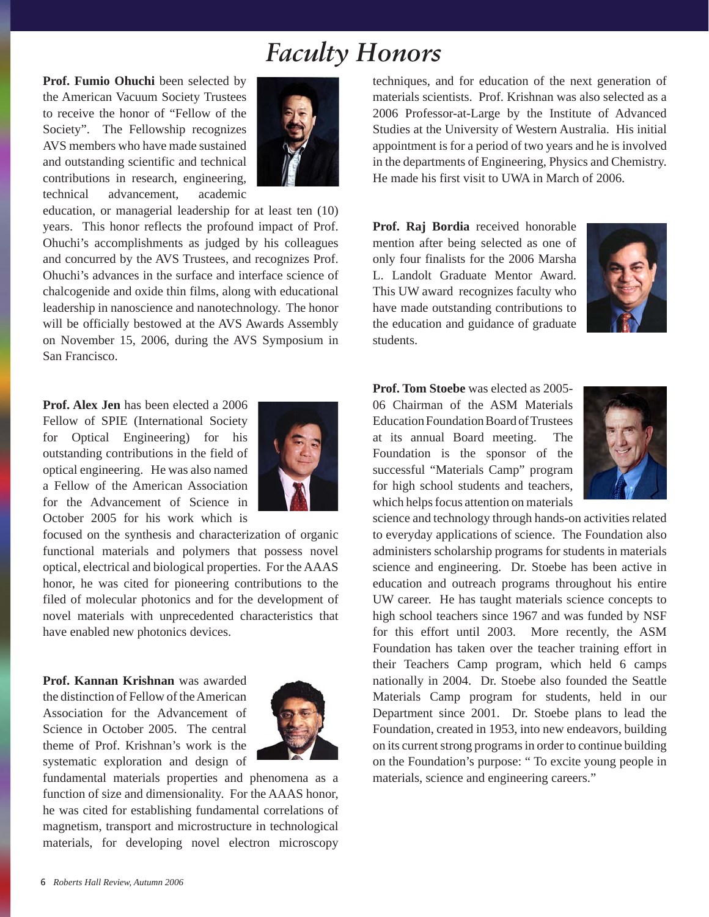# *Faculty Honors*

**Prof. Fumio Ohuchi** been selected by the American Vacuum Society Trustees to receive the honor of "Fellow of the Society". The Fellowship recognizes AVS members who have made sustained and outstanding scientific and technical contributions in research, engineering, technical advancement, academic education, or managerial leadership for at least ten (10) years. This honor reflects the profound impact of Prof. Ohuchi's accomplishments as judged by his colleagues and concurred by the AVS Trustees, and recognizes Prof. Ohuchi's advances in the surface and interface science of chalcogenide and oxide thin films, along with educational leadership in nanoscience and nanotechnology. The honor will be officially bestowed at the AVS Awards Assembly on November 15, 2006, during the AVS Symposium in San Francisco.

**Prof. Alex Jen** has been elected a 2006 Fellow of SPIE (International Society for Optical Engineering) for his outstanding contributions in the field of optical engineering. He was also named a Fellow of the American Association for the Advancement of Science in October 2005 for his work which is focused on the synthesis and characterization of organic functional materials and polymers that possess novel optical, electrical and biological properties. For the AAAS honor, he was cited for pioneering contributions to the filed of molecular photonics and for the development of novel materials with unprecedented characteristics that have enabled new photonics devices.

**Prof. Kannan Krishnan** was awarded the distinction of Fellow of the American Association for the Advancement of Science in October 2005. The central theme of Prof. Krishnan's work is the systematic exploration and design of fundamental materials properties and phenomena as a function of size and dimensionality. For the AAAS honor, he was cited for establishing fundamental correlations of magnetism, transport and microstructure in technological materials, for developing novel electron microscopy techniques, and for education of the next generation of materials scientists. Prof. Krishnan was also selected as a 2006 Professor-at-Large by the Institute of Advanced Studies at the University of Western Australia. His initial appointment is for a period of two years and he is involved in the departments of Engineering, Physics and Chemistry. He made his first visit to UWA in March of 2006.

**Prof. Raj Bordia** received honorable mention after being selected as one of only four finalists for the 2006 Marsha L. Landolt Graduate Mentor Award. This UW award recognizes faculty who have made outstanding contributions to the education and guidance of graduate students.

**Prof. Tom Stoebe** was elected as 2005-06 Chairman of the ASM Materials Education Foundation Board of Trustees at its annual Board meeting. The Foundation is the sponsor of the successful "Materials Camp" program for high school students and teachers, which helps focus attention on materials science and technology through hands-on activities related to everyday applications of science. The Foundation also administers scholarship programs for students in materials science and engineering. Dr. Stoebe has been active in education and outreach programs throughout his entire UW career. He has taught materials science concepts to high school teachers since 1967 and was funded by NSF for this effort until 2003. More recently, the ASM Foundation has taken over the teacher training effort in their Teachers Camp program, which held 6 camps nationally in 2004. Dr. Stoebe also founded the Seattle Materials Camp program for students, held in our Department since 2001. Dr. Stoebe plans to lead the Foundation, created in 1953, into new endeavors, building on its current strong programs in order to continue building on the Foundation's purpose: " To excite young people in materials, science and engineering careers."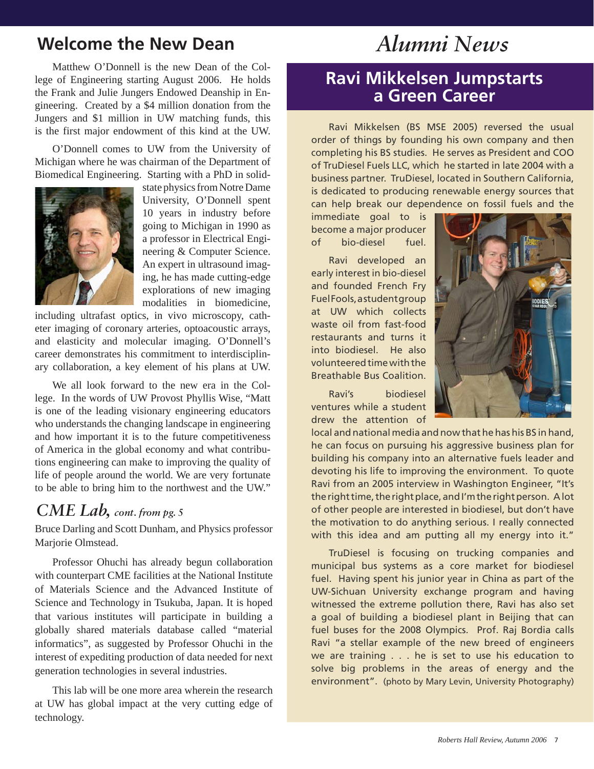## Welcome the New Dean

Matthew O'Donnell is the new Dean of the College of Engineering starting August 2006. He holds the Frank and Julie Jungers Endowed Deanship in Engineering. Created by a $4 million donation from the Jungers and $1 million in UW matching funds, this is the first major endowment of this kind at the UW.

O'Donnell comes to UW from the University of Michigan where he was chairman of the Department of Biomedical Engineering. Starting with a PhD in solid-state physics from Notre Dame University, O'Donnell spent 10 years in industry before going to Michigan in 1990 as a professor in Electrical Engineering & Computer Science. An expert in ultrasound imaging, he has made cutting-edge explorations of new imaging modalities in biomedicine, including ultrafast optics, in vivo microscopy, catheter imaging of coronary arteries, optoacoustic arrays, and elasticity and molecular imaging. O'Donnell's career demonstrates his commitment to interdisciplinary collaboration, a key element of his plans at UW.

We all look forward to the new era in the College. In the words of UW Provost Phyllis Wise, "Matt is one of the leading visionary engineering educators who understands the changing landscape in engineering and how important it is to the future competitiveness of America in the global economy and what contributions engineering can make to improving the quality of life of people around the world. We are very fortunate to be able to bring him to the northwest and the UW."

## *CME Lab, cont. from pg. 5*

Bruce Darling and Scott Dunham, and Physics professor Marjorie Olmstead.

Professor Ohuchi has already begun collaboration with counterpart CME facilities at the National Institute of Materials Science and the Advanced Institute of Science and Technology in Tsukuba, Japan. It is hoped that various institutes will participate in building a globally shared materials database called "material informatics", as suggested by Professor Ohuchi in the interest of expediting production of data needed for next generation technologies in several industries.

This lab will be one more area wherein the research at UW has global impact at the very cutting edge of technology.

# *Alumni News*

## Ravi Mikkelsen Jumpstarts a Green Career

Ravi Mikkelsen (BS MSE 2005) reversed the usual order of things by founding his own company and then completing his BS studies. He serves as President and COO of TruDiesel Fuels LLC, which he started in late 2004 with a business partner. TruDiesel, located in Southern California, is dedicated to producing renewable energy sources that can help break our dependence on fossil fuels and the immediate goal to is become a major producer of bio-diesel fuel.

Ravi developed an early interest in bio-diesel and founded French Fry Fuel Fools, a student group at UW which collects waste oil from fast-food restaurants and turns it into biodiesel. He also volunteered time with the Breathable Bus Coalition.

Ravi's biodiesel ventures while a student drew the attention of local and national media and now that he has his BS in hand, he can focus on pursuing his aggressive business plan for building his company into an alternative fuels leader and devoting his life to improving the environment. To quote Ravi from an 2005 interview in Washington Engineer, "It's the right time, the right place, and I'm the right person. A lot of other people are interested in biodiesel, but don't have the motivation to do anything serious. I really connected with this idea and am putting all my energy into it."

TruDiesel is focusing on trucking companies and municipal bus systems as a core market for biodiesel fuel. Having spent his junior year in China as part of the UW-Sichuan University exchange program and having witnessed the extreme pollution there, Ravi has also set a goal of building a biodiesel plant in Beijing that can fuel buses for the 2008 Olympics. Prof. Raj Bordia calls Ravi "a stellar example of the new breed of engineers we are training . . . he is set to use his education to solve big problems in the areas of energy and the environment". (photo by Mary Levin, University Photography)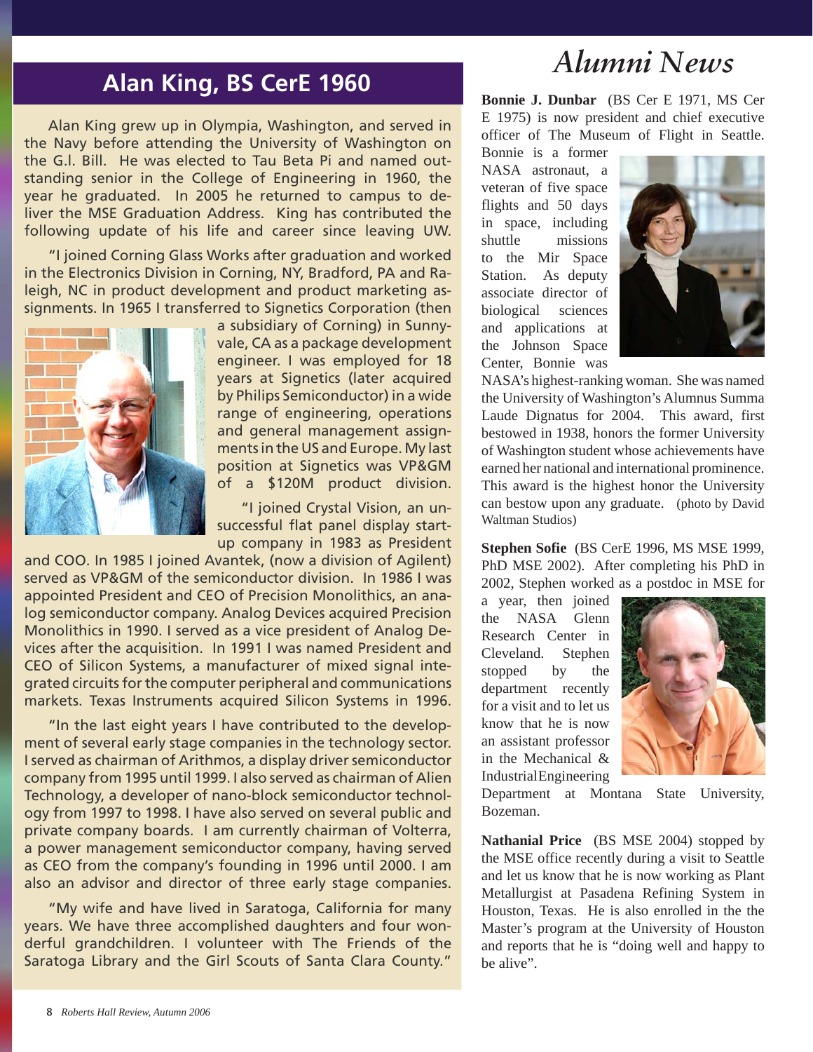# Alumni News

## Alan King, BS CerE 1960

Alan King grew up in Olympia, Washington, and served in the Navy before attending the University of Washington on the G.I. Bill. He was elected to Tau Beta Pi and named outstanding senior in the College of Engineering in 1960, the year he graduated. In 2005 he returned to campus to deliver the MSE Graduation Address. King has contributed the following update of his life and career since leaving UW.

"I joined Corning Glass Works after graduation and worked in the Electronics Division in Corning, NY, Bradford, PA and Raleigh, NC in product development and product marketing assignments. In 1965 I transferred to Signetics Corporation (then a subsidiary of Corning) in Sunnyvale, CA as a package development engineer. I was employed for 18 years at Signetics (later acquired by Philips Semiconductor) in a wide range of engineering, operations and general management assignments in the US and Europe. My last position at Signetics was VP&GM of a $120M product division.

"I joined Crystal Vision, an unsuccessful flat panel display start-up company in 1983 as President and COO. In 1985 I joined Avantek, (now a division of Agilent) served as VP&GM of the semiconductor division. In 1986 I was appointed President and CEO of Precision Monolithics, an analog semiconductor company. Analog Devices acquired Precision Monolithics in 1990. I served as a vice president of Analog Devices after the acquisition. In 1991 I was named President and CEO of Silicon Systems, a manufacturer of mixed signal integrated circuits for the computer peripheral and communications markets. Texas Instruments acquired Silicon Systems in 1996.

"In the last eight years I have contributed to the development of several early stage companies in the technology sector. I served as chairman of Arithmos, a display driver semiconductor company from 1995 until 1999. I also served as chairman of Alien Technology, a developer of nano-block semiconductor technology from 1997 to 1998. I have also served on several public and private company boards. I am currently chairman of Volterra, a power management semiconductor company, having served as CEO from the company's founding in 1996 until 2000. I am also an advisor and director of three early stage companies.

"My wife and have lived in Saratoga, California for many years. We have three accomplished daughters and four wonderful grandchildren. I volunteer with The Friends of the Saratoga Library and the Girl Scouts of Santa Clara County."

**Bonnie J. Dunbar** (BS Cer E 1971, MS Cer E 1975) is now president and chief executive officer of The Museum of Flight in Seattle. Bonnie is a former NASA astronaut, a veteran of five space flights and 50 days in space, including shuttle missions to the Mir Space Station. As deputy associate director of biological sciences and applications at the Johnson Space Center, Bonnie was NASA's highest-ranking woman. She was named the University of Washington's Alumnus Summa Laude Dignatus for 2004. This award, first bestowed in 1938, honors the former University of Washington student whose achievements have earned her national and international prominence. This award is the highest honor the University can bestow upon any graduate. (photo by David Waltman Studios)

**Stephen Sofie** (BS CerE 1996, MS MSE 1999, PhD MSE 2002). After completing his PhD in 2002, Stephen worked as a postdoc in MSE for a year, then joined the NASA Glenn Research Center in Cleveland. Stephen stopped by the department recently for a visit and to let us know that he is now an assistant professor in the Mechanical & Industrial Engineering Department at Montana State University, Bozeman.

**Nathanial Price** (BS MSE 2004) stopped by the MSE office recently during a visit to Seattle and let us know that he is now working as Plant Metallurgist at Pasadena Refining System in Houston, Texas. He is also enrolled in the the Master's program at the University of Houston and reports that he is "doing well and happy to be alive".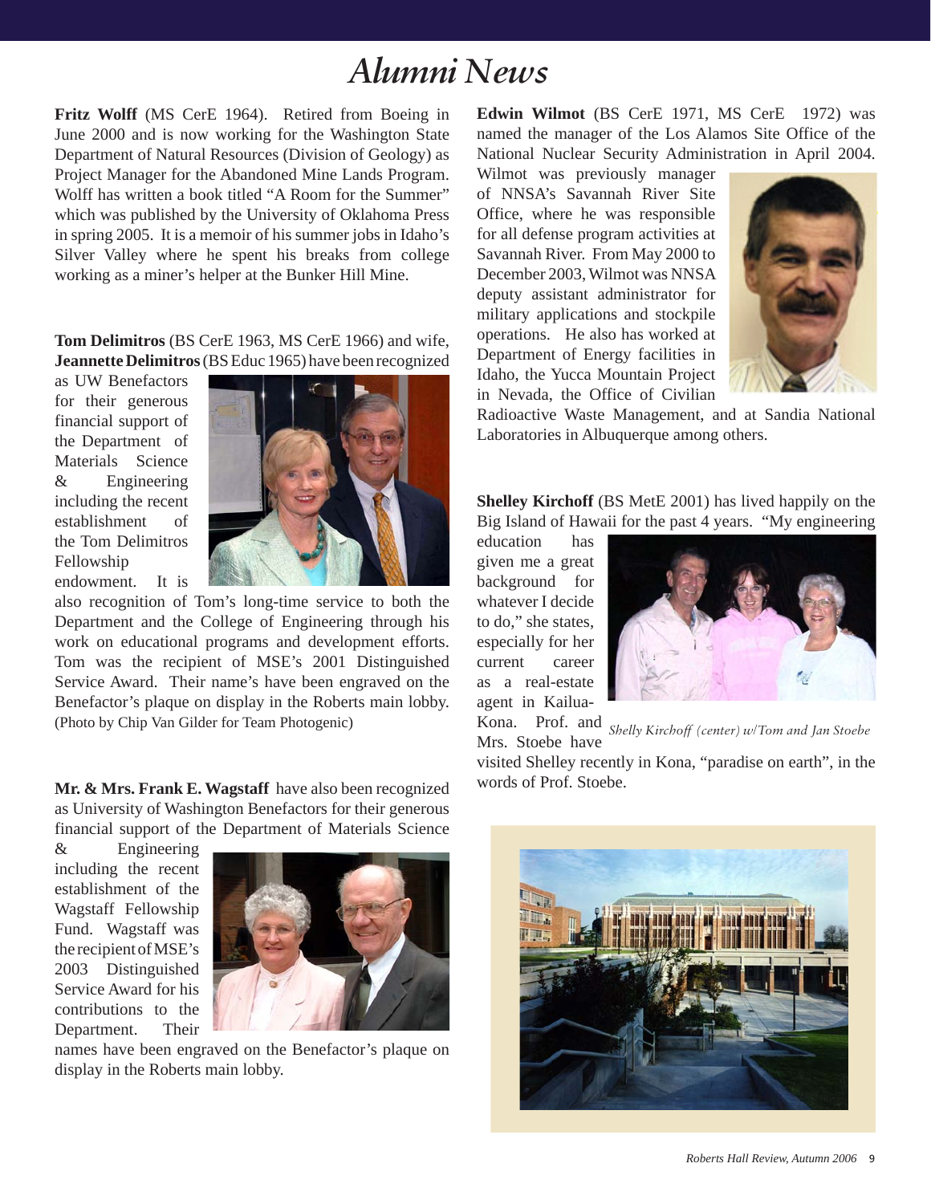# Alumni News

**Fritz Wolff** (MS CerE 1964). Retired from Boeing in June 2000 and is now working for the Washington State Department of Natural Resources (Division of Geology) as Project Manager for the Abandoned Mine Lands Program. Wolff has written a book titled "A Room for the Summer" which was published by the University of Oklahoma Press in spring 2005. It is a memoir of his summer jobs in Idaho's Silver Valley where he spent his breaks from college working as a miner's helper at the Bunker Hill Mine.

**Tom Delimitros** (BS CerE 1963, MS CerE 1966) and wife, **Jeannette Delimitros** (BS Educ 1965) have been recognized as UW Benefactors for their generous financial support of the Department of Materials Science & Engineering including the recent establishment of the Tom Delimitros Fellowship endowment. It is also recognition of Tom's long-time service to both the Department and the College of Engineering through his work on educational programs and development efforts. Tom was the recipient of MSE's 2001 Distinguished Service Award. Their name's have been engraved on the Benefactor's plaque on display in the Roberts main lobby. (Photo by Chip Van Gilder for Team Photogenic)

**Mr. & Mrs. Frank E. Wagstaff** have also been recognized as University of Washington Benefactors for their generous financial support of the Department of Materials Science & Engineering including the recent establishment of the Wagstaff Fellowship Fund. Wagstaff was the recipient of MSE's 2003 Distinguished Service Award for his contributions to the Department. Their names have been engraved on the Benefactor's plaque on display in the Roberts main lobby.

**Edwin Wilmot** (BS CerE 1971, MS CerE 1972) was named the manager of the Los Alamos Site Office of the National Nuclear Security Administration in April 2004. Wilmot was previously manager of NNSA's Savannah River Site Office, where he was responsible for all defense program activities at Savannah River. From May 2000 to December 2003, Wilmot was NNSA deputy assistant administrator for military applications and stockpile operations. He also has worked at Department of Energy facilities in Idaho, the Yucca Mountain Project in Nevada, the Office of Civilian Radioactive Waste Management, and at Sandia National Laboratories in Albuquerque among others.

**Shelley Kirchoff** (BS MetE 2001) has lived happily on the Big Island of Hawaii for the past 4 years. "My engineering education has given me a great background for whatever I decide to do," she states, especially for her current career as a real-estate agent in Kailua-Kona. Prof. and Mrs. Stoebe have visited Shelley recently in Kona, "paradise on earth", in the words of Prof. Stoebe.

*Shelly Kirchoff (center) w/Tom and Jan Stoebe*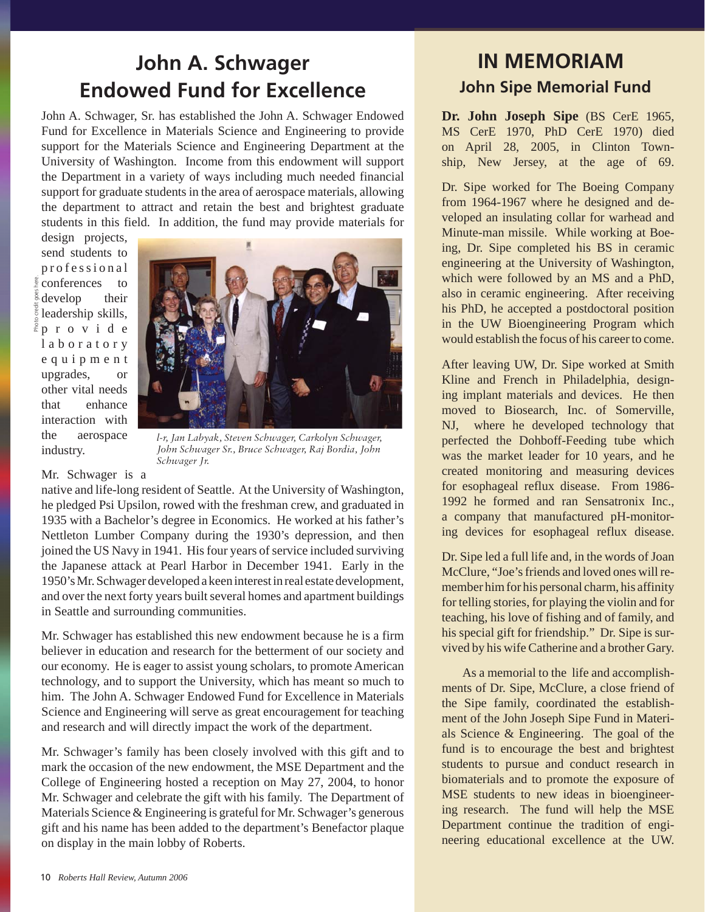# John A. Schwager Endowed Fund for Excellence

John A. Schwager, Sr. has established the John A. Schwager Endowed Fund for Excellence in Materials Science and Engineering to provide support for the Materials Science and Engineering Department at the University of Washington. Income from this endowment will support the Department in a variety of ways including much needed financial support for graduate students in the area of aerospace materials, allowing the department to attract and retain the best and brightest graduate students in this field. In addition, the fund may provide materials for design projects, send students to professional conferences to develop their leadership skills, provide laboratory equipment upgrades, or other vital needs that enhance interaction with the aerospace industry.

*l-r, Jan Labyak, Steven Schwager, Carkolyn Schwager, John Schwager Sr., Bruce Schwager, Raj Bordia, John Schwager Jr.*

Mr. Schwager is a native and life-long resident of Seattle. At the University of Washington, he pledged Psi Upsilon, rowed with the freshman crew, and graduated in 1935 with a Bachelor's degree in Economics. He worked at his father's Nettleton Lumber Company during the 1930's depression, and then joined the US Navy in 1941. His four years of service included surviving the Japanese attack at Pearl Harbor in December 1941. Early in the 1950's Mr. Schwager developed a keen interest in real estate development, and over the next forty years built several homes and apartment buildings in Seattle and surrounding communities.

Mr. Schwager has established this new endowment because he is a firm believer in education and research for the betterment of our society and our economy. He is eager to assist young scholars, to promote American technology, and to support the University, which has meant so much to him. The John A. Schwager Endowed Fund for Excellence in Materials Science and Engineering will serve as great encouragement for teaching and research and will directly impact the work of the department.

Mr. Schwager's family has been closely involved with this gift and to mark the occasion of the new endowment, the MSE Department and the College of Engineering hosted a reception on May 27, 2004, to honor Mr. Schwager and celebrate the gift with his family. The Department of Materials Science & Engineering is grateful for Mr. Schwager's generous gift and his name has been added to the department's Benefactor plaque on display in the main lobby of Roberts.

# IN MEMORIAM

## John Sipe Memorial Fund

**Dr. John Joseph Sipe** (BS CerE 1965, MS CerE 1970, PhD CerE 1970) died on April 28, 2005, in Clinton Township, New Jersey, at the age of 69.

Dr. Sipe worked for The Boeing Company from 1964-1967 where he designed and developed an insulating collar for warhead and Minute-man missile. While working at Boeing, Dr. Sipe completed his BS in ceramic engineering at the University of Washington, which were followed by an MS and a PhD, also in ceramic engineering. After receiving his PhD, he accepted a postdoctoral position in the UW Bioengineering Program which would establish the focus of his career to come.

After leaving UW, Dr. Sipe worked at Smith Kline and French in Philadelphia, designing implant materials and devices. He then moved to Biosearch, Inc. of Somerville, NJ, where he developed technology that perfected the Dohboff-Feeding tube which was the market leader for 10 years, and he created monitoring and measuring devices for esophageal reflux disease. From 1986-1992 he formed and ran Sensatronix Inc., a company that manufactured pH-monitoring devices for esophageal reflux disease.

Dr. Sipe led a full life and, in the words of Joan McClure, "Joe's friends and loved ones will remember him for his personal charm, his affinity for telling stories, for playing the violin and for teaching, his love of fishing and of family, and his special gift for friendship." Dr. Sipe is survived by his wife Catherine and a brother Gary.

As a memorial to the life and accomplishments of Dr. Sipe, McClure, a close friend of the Sipe family, coordinated the establishment of the John Joseph Sipe Fund in Materials Science & Engineering. The goal of the fund is to encourage the best and brightest students to pursue and conduct research in biomaterials and to promote the exposure of MSE students to new ideas in bioengineering research. The fund will help the MSE Department continue the tradition of engineering educational excellence at the UW.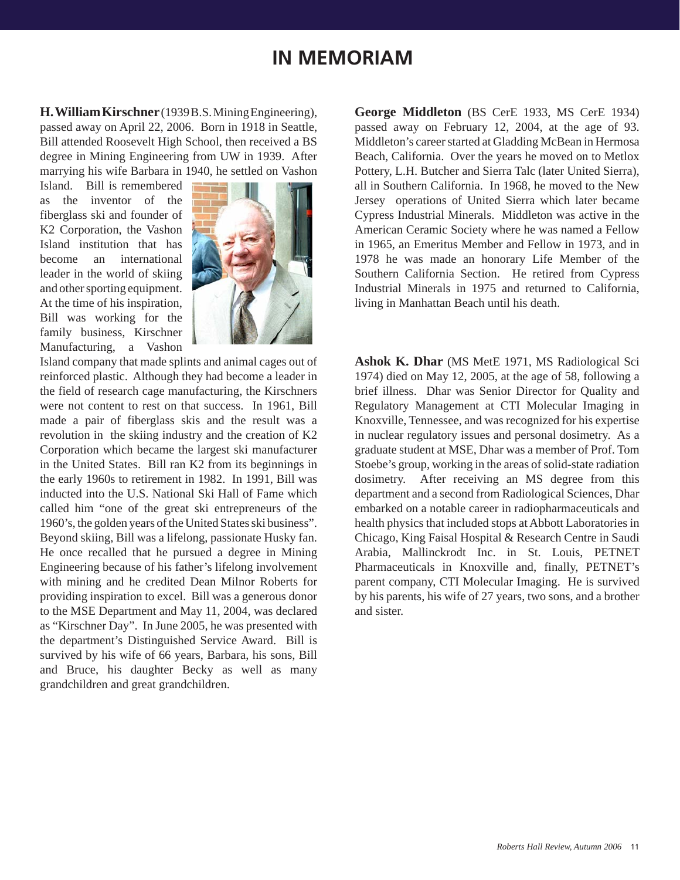# IN MEMORIAM

**H. William Kirschner** (1939 B.S. Mining Engineering), passed away on April 22, 2006. Born in 1918 in Seattle, Bill attended Roosevelt High School, then received a BS degree in Mining Engineering from UW in 1939. After marrying his wife Barbara in 1940, he settled on Vashon Island. Bill is remembered as the inventor of the fiberglass ski and founder of K2 Corporation, the Vashon Island institution that has become an international leader in the world of skiing and other sporting equipment. At the time of his inspiration, Bill was working for the family business, Kirschner Manufacturing, a Vashon Island company that made splints and animal cages out of reinforced plastic. Although they had become a leader in the field of research cage manufacturing, the Kirschners were not content to rest on that success. In 1961, Bill made a pair of fiberglass skis and the result was a revolution in the skiing industry and the creation of K2 Corporation which became the largest ski manufacturer in the United States. Bill ran K2 from its beginnings in the early 1960s to retirement in 1982. In 1991, Bill was inducted into the U.S. National Ski Hall of Fame which called him "one of the great ski entrepreneurs of the 1960's, the golden years of the United States ski business". Beyond skiing, Bill was a lifelong, passionate Husky fan. He once recalled that he pursued a degree in Mining Engineering because of his father's lifelong involvement with mining and he credited Dean Milnor Roberts for providing inspiration to excel. Bill was a generous donor to the MSE Department and May 11, 2004, was declared as "Kirschner Day". In June 2005, he was presented with the department's Distinguished Service Award. Bill is survived by his wife of 66 years, Barbara, his sons, Bill and Bruce, his daughter Becky as well as many grandchildren and great grandchildren.

**George Middleton** (BS CerE 1933, MS CerE 1934) passed away on February 12, 2004, at the age of 93. Middleton's career started at Gladding McBean in Hermosa Beach, California. Over the years he moved on to Metlox Pottery, L.H. Butcher and Sierra Talc (later United Sierra), all in Southern California. In 1968, he moved to the New Jersey operations of United Sierra which later became Cypress Industrial Minerals. Middleton was active in the American Ceramic Society where he was named a Fellow in 1965, an Emeritus Member and Fellow in 1973, and in 1978 he was made an honorary Life Member of the Southern California Section. He retired from Cypress Industrial Minerals in 1975 and returned to California, living in Manhattan Beach until his death.

**Ashok K. Dhar** (MS MetE 1971, MS Radiological Sci 1974) died on May 12, 2005, at the age of 58, following a brief illness. Dhar was Senior Director for Quality and Regulatory Management at CTI Molecular Imaging in Knoxville, Tennessee, and was recognized for his expertise in nuclear regulatory issues and personal dosimetry. As a graduate student at MSE, Dhar was a member of Prof. Tom Stoebe's group, working in the areas of solid-state radiation dosimetry. After receiving an MS degree from this department and a second from Radiological Sciences, Dhar embarked on a notable career in radiopharmaceuticals and health physics that included stops at Abbott Laboratories in Chicago, King Faisal Hospital & Research Centre in Saudi Arabia, Mallinckrodt Inc. in St. Louis, PETNET Pharmaceuticals in Knoxville and, finally, PETNET's parent company, CTI Molecular Imaging. He is survived by his parents, his wife of 27 years, two sons, and a brother and sister.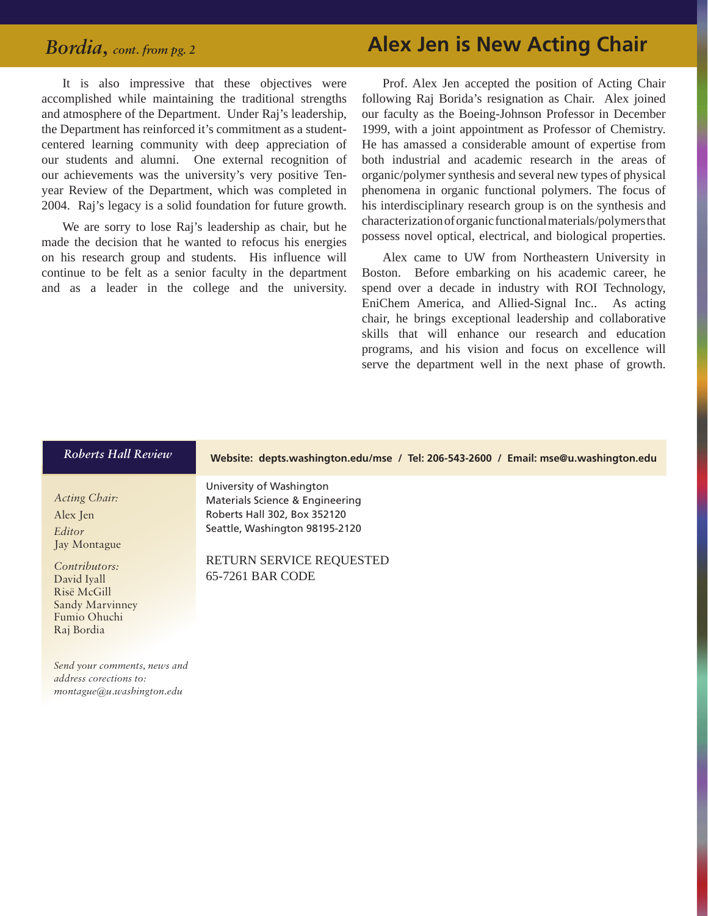## *Bordia, cont. from pg. 2*

It is also impressive that these objectives were accomplished while maintaining the traditional strengths and atmosphere of the Department. Under Raj's leadership, the Department has reinforced it's commitment as a student-centered learning community with deep appreciation of our students and alumni. One external recognition of our achievements was the university's very positive Ten-year Review of the Department, which was completed in 2004. Raj's legacy is a solid foundation for future growth.

We are sorry to lose Raj's leadership as chair, but he made the decision that he wanted to refocus his energies on his research group and students. His influence will continue to be felt as a senior faculty in the department and as a leader in the college and the university.

# Alex Jen is New Acting Chair

Prof. Alex Jen accepted the position of Acting Chair following Raj Borida's resignation as Chair. Alex joined our faculty as the Boeing-Johnson Professor in December 1999, with a joint appointment as Professor of Chemistry. He has amassed a considerable amount of expertise from both industrial and academic research in the areas of organic/polymer synthesis and several new types of physical phenomena in organic functional polymers. The focus of his interdisciplinary research group is on the synthesis and characterization of organic functional materials/polymers that possess novel optical, electrical, and biological properties.

Alex came to UW from Northeastern University in Boston. Before embarking on his academic career, he spend over a decade in industry with ROI Technology, EniChem America, and Allied-Signal Inc.. As acting chair, he brings exceptional leadership and collaborative skills that will enhance our research and education programs, and his vision and focus on excellence will serve the department well in the next phase of growth.

*Roberts Hall Review*

**Website: depts.washington.edu/mse / Tel: 206-543-2600 / Email: mse@u.washington.edu**

*Acting Chair:*
Alex Jen

*Editor*
Jay Montague

*Contributors:*
David Iyall
Risë McGill
Sandy Marvinney
Fumio Ohuchi
Raj Bordia

*Send your comments, news and address corections to: montague@u.washington.edu*

University of Washington
Materials Science & Engineering
Roberts Hall 302, Box 352120
Seattle, Washington 98195-2120

RETURN SERVICE REQUESTED
65-7261 BAR CODE